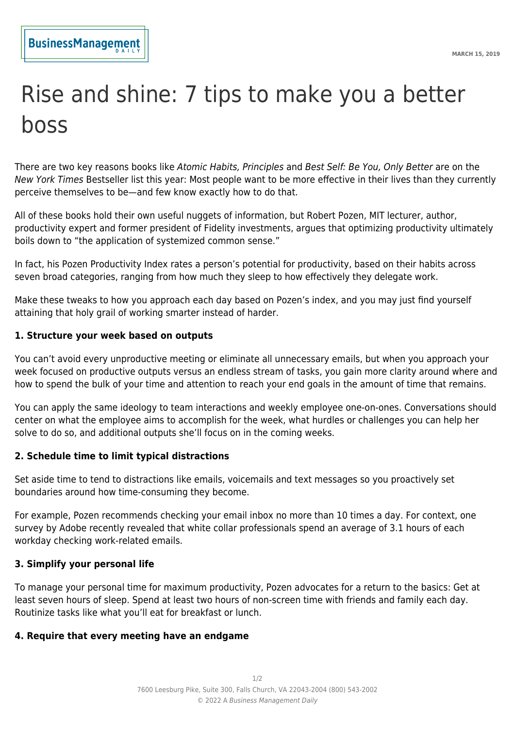# Rise and shine: 7 tips to make you a better boss

There are two key reasons books like *Atomic Habits, Principles* and *Best Self: Be You, Only Better* are on the *New York Times* Bestseller list this year: Most people want to be more effective in their lives than they currently perceive themselves to be—and few know exactly how to do that.

All of these books hold their own useful nuggets of information, but Robert Pozen, MIT lecturer, author, productivity expert and former president of Fidelity investments, argues that optimizing productivity ultimately boils down to "the application of systemized common sense."

In fact, his Pozen Productivity Index rates a person's potential for productivity, based on their habits across seven broad categories, ranging from how much they sleep to how effectively they delegate work.

Make these tweaks to how you approach each day based on Pozen's index, and you may just find yourself attaining that holy grail of working smarter instead of harder.

**1. Structure your week based on outputs**

You can't avoid every unproductive meeting or eliminate all unnecessary emails, but when you approach your week focused on productive outputs versus an endless stream of tasks, you gain more clarity around where and how to spend the bulk of your time and attention to reach your end goals in the amount of time that remains.

You can apply the same ideology to team interactions and weekly employee one-on-ones. Conversations should center on what the employee aims to accomplish for the week, what hurdles or challenges you can help her solve to do so, and additional outputs she'll focus on in the coming weeks.

**2. Schedule time to limit typical distractions**

Set aside time to tend to distractions like emails, voicemails and text messages so you proactively set boundaries around how time-consuming they become.

For example, Pozen recommends checking your email inbox no more than 10 times a day. For context, one survey by Adobe recently revealed that white collar professionals spend an average of 3.1 hours of each workday checking work-related emails.

**3. Simplify your personal life**

To manage your personal time for maximum productivity, Pozen advocates for a return to the basics: Get at least seven hours of sleep. Spend at least two hours of non-screen time with friends and family each day. Routinize tasks like what you'll eat for breakfast or lunch.

**4. Require that every meeting have an endgame**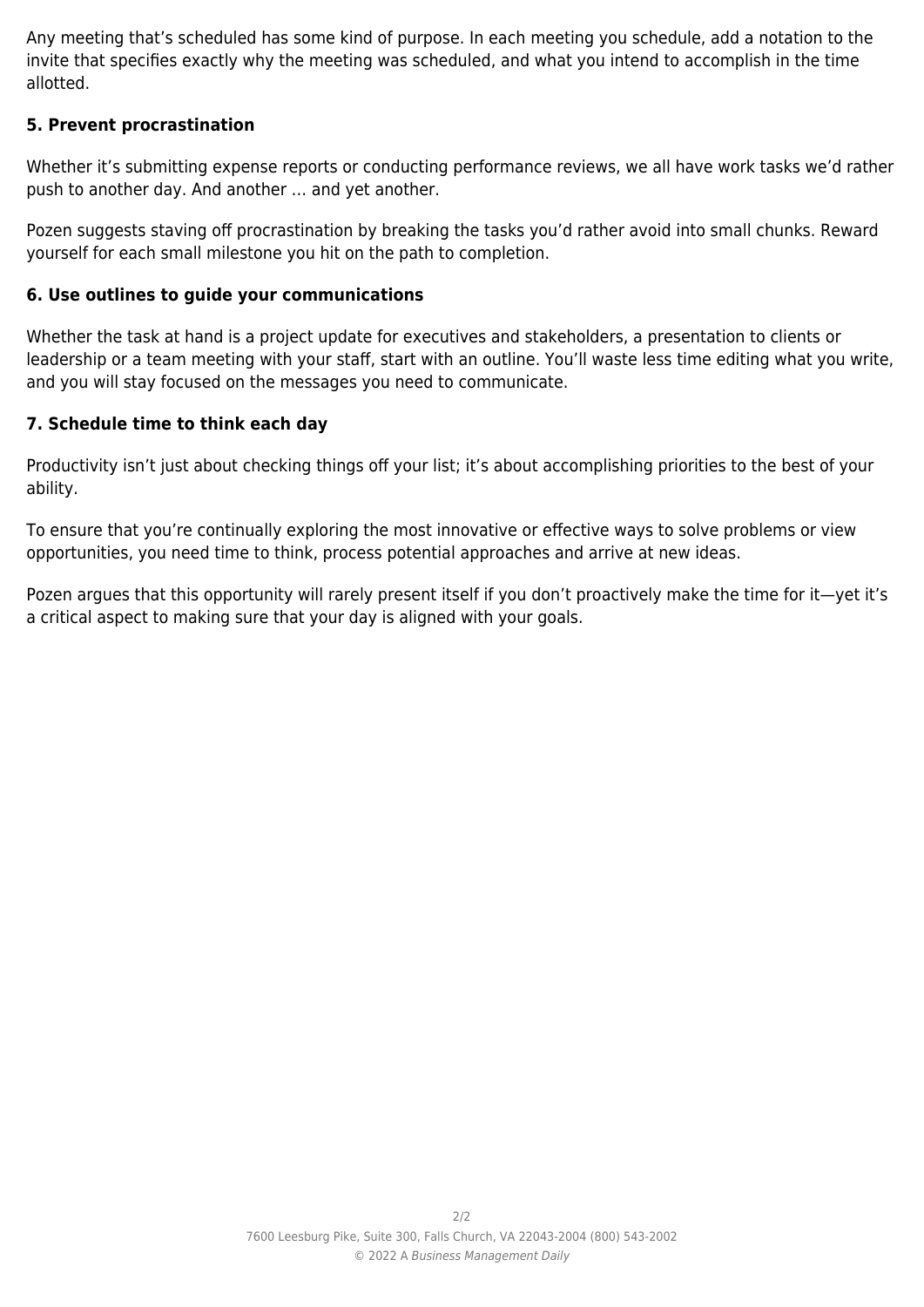Any meeting that's scheduled has some kind of purpose. In each meeting you schedule, add a notation to the invite that specifies exactly why the meeting was scheduled, and what you intend to accomplish in the time allotted.

### 5. Prevent procrastination

Whether it's submitting expense reports or conducting performance reviews, we all have work tasks we'd rather push to another day. And another … and yet another.

Pozen suggests staving off procrastination by breaking the tasks you'd rather avoid into small chunks. Reward yourself for each small milestone you hit on the path to completion.

### 6. Use outlines to guide your communications

Whether the task at hand is a project update for executives and stakeholders, a presentation to clients or leadership or a team meeting with your staff, start with an outline. You'll waste less time editing what you write, and you will stay focused on the messages you need to communicate.

### 7. Schedule time to think each day

Productivity isn't just about checking things off your list; it's about accomplishing priorities to the best of your ability.

To ensure that you're continually exploring the most innovative or effective ways to solve problems or view opportunities, you need time to think, process potential approaches and arrive at new ideas.

Pozen argues that this opportunity will rarely present itself if you don't proactively make the time for it—yet it's a critical aspect to making sure that your day is aligned with your goals.